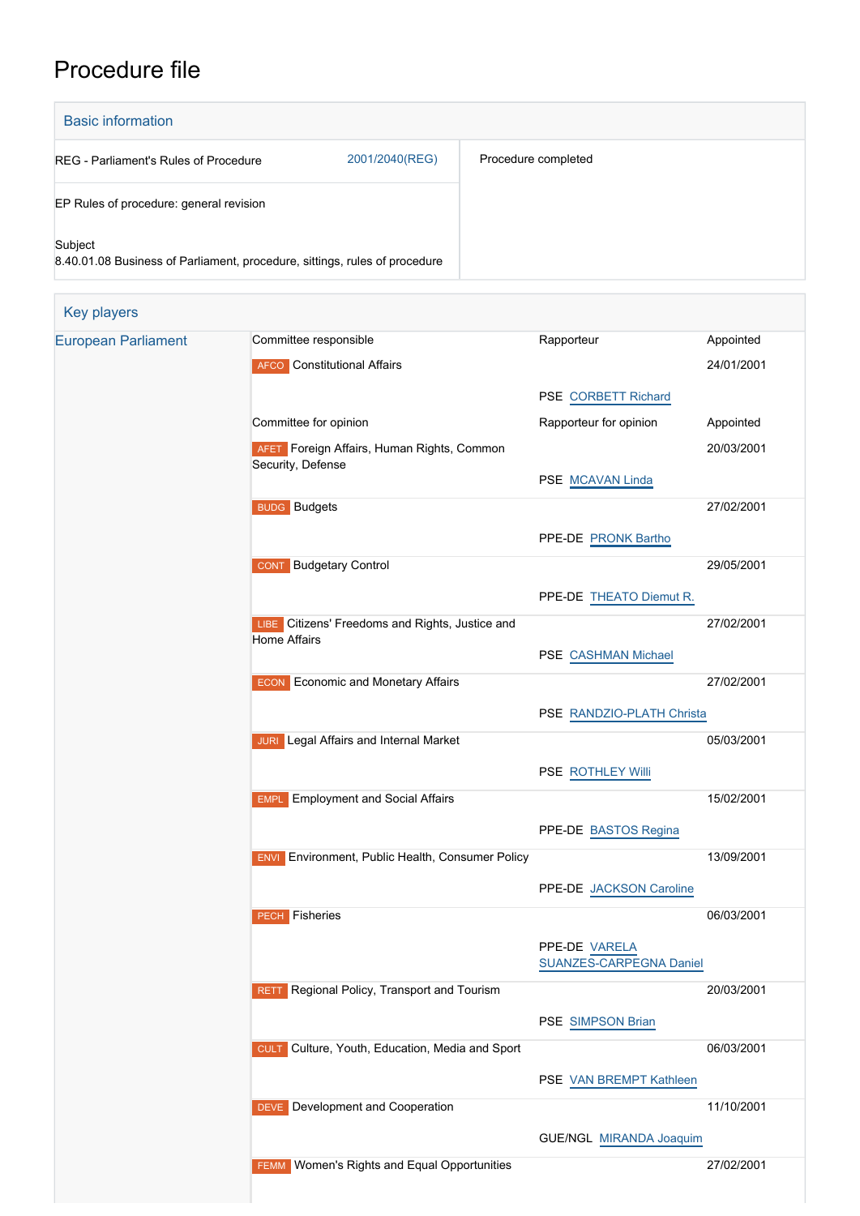# Procedure file

## Basic information

| | | |
|---|---|---|
| REG - Parliament's Rules of Procedure | 2001/2040(REG) | Procedure completed |
| EP Rules of procedure: general revision | | |
| Subject<br>8.40.01.08 Business of Parliament, procedure, sittings, rules of procedure | | |

## Key players

**European Parliament**

| Committee responsible | Rapporteur | Appointed |
|---|---|---|
| AFCO Constitutional Affairs | PSE CORBETT Richard | 24/01/2001 |

| Committee for opinion | Rapporteur for opinion | Appointed |
|---|---|---|
| AFET Foreign Affairs, Human Rights, Common Security, Defense | PSE MCAVAN Linda | 20/03/2001 |
| BUDG Budgets | PPE-DE PRONK Bartho | 27/02/2001 |
| CONT Budgetary Control | PPE-DE THEATO Diemut R. | 29/05/2001 |
| LIBE Citizens' Freedoms and Rights, Justice and Home Affairs | PSE CASHMAN Michael | 27/02/2001 |
| ECON Economic and Monetary Affairs | PSE RANDZIO-PLATH Christa | 27/02/2001 |
| JURI Legal Affairs and Internal Market | PSE ROTHLEY Willi | 05/03/2001 |
| EMPL Employment and Social Affairs | PPE-DE BASTOS Regina | 15/02/2001 |
| ENVI Environment, Public Health, Consumer Policy | PPE-DE JACKSON Caroline | 13/09/2001 |
| PECH Fisheries | PPE-DE VARELA SUANZES-CARPEGNA Daniel | 06/03/2001 |
| RETT Regional Policy, Transport and Tourism | PSE SIMPSON Brian | 20/03/2001 |
| CULT Culture, Youth, Education, Media and Sport | PSE VAN BREMPT Kathleen | 06/03/2001 |
| DEVE Development and Cooperation | GUE/NGL MIRANDA Joaquim | 11/10/2001 |
| FEMM Women's Rights and Equal Opportunities | | 27/02/2001 |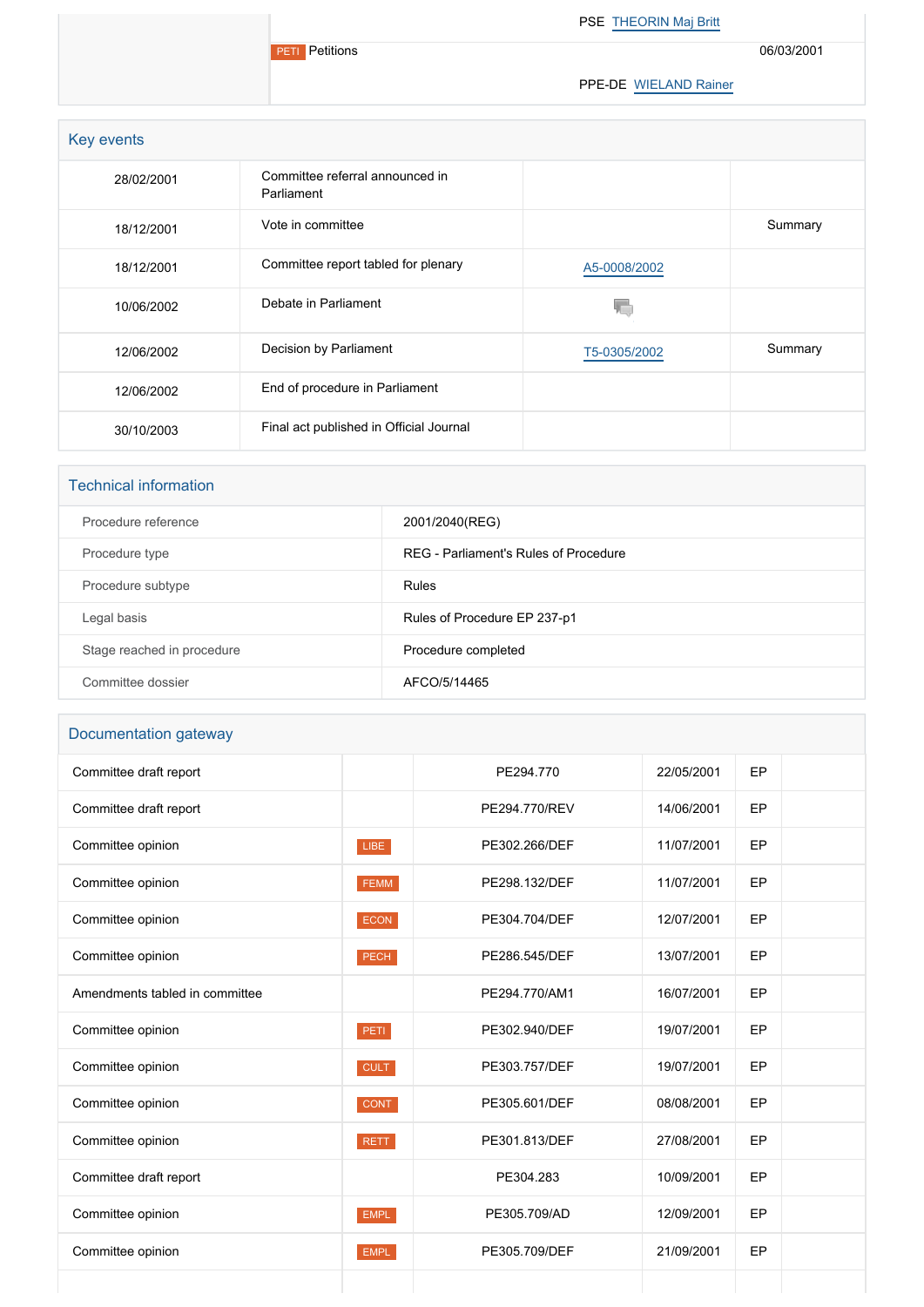| | | | |
|---|---|---|---|
| | | PSE THEORIN Maj Britt | |
| | PETI Petitions | | 06/03/2001 |
| | | PPE-DE WIELAND Rainer | |

## Key events

| | | | |
|---|---|---|---|
| 28/02/2001 | Committee referral announced in Parliament | | |
| 18/12/2001 | Vote in committee | | Summary |
| 18/12/2001 | Committee report tabled for plenary | A5-0008/2002 | |
| 10/06/2002 | Debate in Parliament | | |
| 12/06/2002 | Decision by Parliament | T5-0305/2002 | Summary |
| 12/06/2002 | End of procedure in Parliament | | |
| 30/10/2003 | Final act published in Official Journal | | |

## Technical information

| | |
|---|---|
| Procedure reference | 2001/2040(REG) |
| Procedure type | REG - Parliament's Rules of Procedure |
| Procedure subtype | Rules |
| Legal basis | Rules of Procedure EP 237-p1 |
| Stage reached in procedure | Procedure completed |
| Committee dossier | AFCO/5/14465 |

## Documentation gateway

| | | | | | |
|---|---|---|---|---|---|
| Committee draft report | | PE294.770 | 22/05/2001 | EP | |
| Committee draft report | | PE294.770/REV | 14/06/2001 | EP | |
| Committee opinion | LIBE | PE302.266/DEF | 11/07/2001 | EP | |
| Committee opinion | FEMM | PE298.132/DEF | 11/07/2001 | EP | |
| Committee opinion | ECON | PE304.704/DEF | 12/07/2001 | EP | |
| Committee opinion | PECH | PE286.545/DEF | 13/07/2001 | EP | |
| Amendments tabled in committee | | PE294.770/AM1 | 16/07/2001 | EP | |
| Committee opinion | PETI | PE302.940/DEF | 19/07/2001 | EP | |
| Committee opinion | CULT | PE303.757/DEF | 19/07/2001 | EP | |
| Committee opinion | CONT | PE305.601/DEF | 08/08/2001 | EP | |
| Committee opinion | RETT | PE301.813/DEF | 27/08/2001 | EP | |
| Committee draft report | | PE304.283 | 10/09/2001 | EP | |
| Committee opinion | EMPL | PE305.709/AD | 12/09/2001 | EP | |
| Committee opinion | EMPL | PE305.709/DEF | 21/09/2001 | EP | |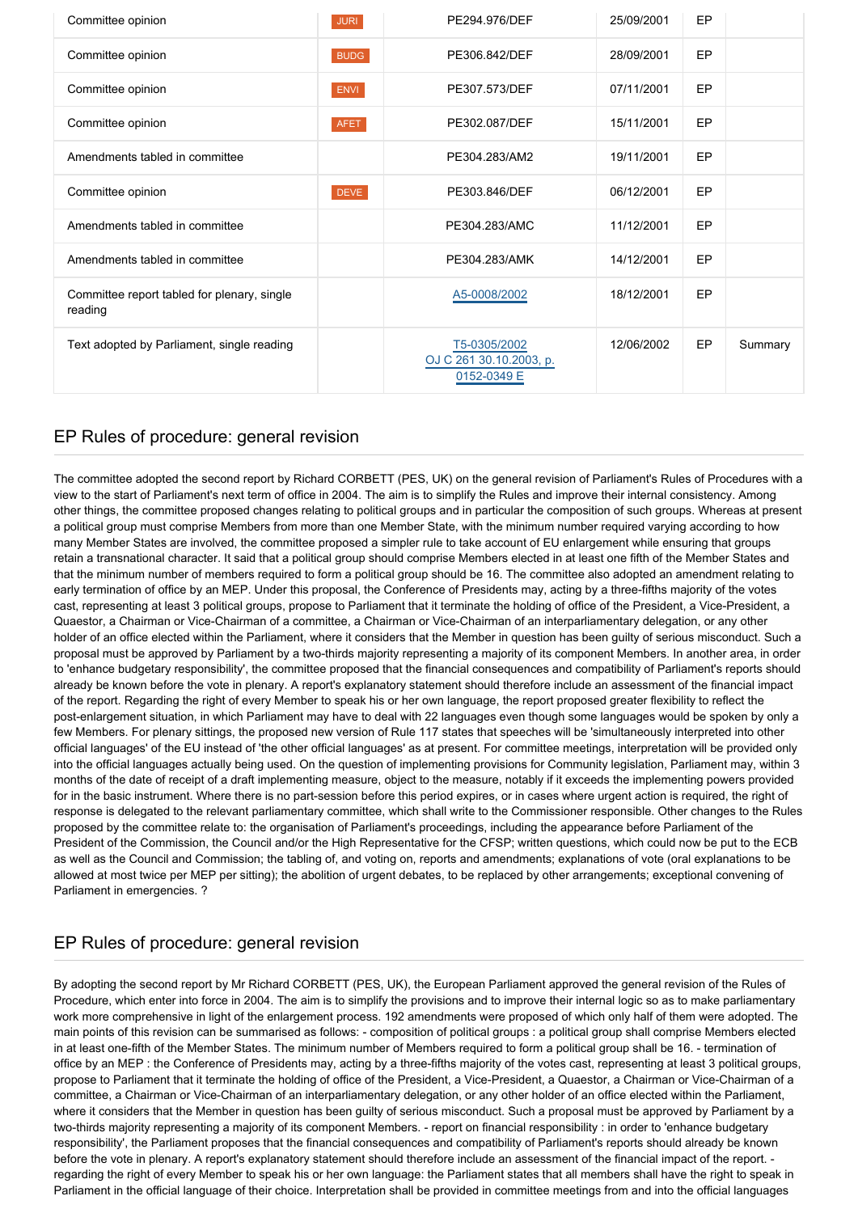| | | | | | |
|---|---|---|---|---|---|
| Committee opinion | JURI | PE294.976/DEF | 25/09/2001 | EP | |
| Committee opinion | BUDG | PE306.842/DEF | 28/09/2001 | EP | |
| Committee opinion | ENVI | PE307.573/DEF | 07/11/2001 | EP | |
| Committee opinion | AFET | PE302.087/DEF | 15/11/2001 | EP | |
| Amendments tabled in committee | | PE304.283/AM2 | 19/11/2001 | EP | |
| Committee opinion | DEVE | PE303.846/DEF | 06/12/2001 | EP | |
| Amendments tabled in committee | | PE304.283/AMC | 11/12/2001 | EP | |
| Amendments tabled in committee | | PE304.283/AMK | 14/12/2001 | EP | |
| Committee report tabled for plenary, single reading | | A5-0008/2002 | 18/12/2001 | EP | |
| Text adopted by Parliament, single reading | | T5-0305/2002 OJ C 261 30.10.2003, p. 0152-0349 E | 12/06/2002 | EP | Summary |

## EP Rules of procedure: general revision

The committee adopted the second report by Richard CORBETT (PES, UK) on the general revision of Parliament's Rules of Procedures with a view to the start of Parliament's next term of office in 2004. The aim is to simplify the Rules and improve their internal consistency. Among other things, the committee proposed changes relating to political groups and in particular the composition of such groups. Whereas at present a political group must comprise Members from more than one Member State, with the minimum number required varying according to how many Member States are involved, the committee proposed a simpler rule to take account of EU enlargement while ensuring that groups retain a transnational character. It said that a political group should comprise Members elected in at least one fifth of the Member States and that the minimum number of members required to form a political group should be 16. The committee also adopted an amendment relating to early termination of office by an MEP. Under this proposal, the Conference of Presidents may, acting by a three-fifths majority of the votes cast, representing at least 3 political groups, propose to Parliament that it terminate the holding of office of the President, a Vice-President, a Quaestor, a Chairman or Vice-Chairman of a committee, a Chairman or Vice-Chairman of an interparliamentary delegation, or any other holder of an office elected within the Parliament, where it considers that the Member in question has been guilty of serious misconduct. Such a proposal must be approved by Parliament by a two-thirds majority representing a majority of its component Members. In another area, in order to 'enhance budgetary responsibility', the committee proposed that the financial consequences and compatibility of Parliament's reports should already be known before the vote in plenary. A report's explanatory statement should therefore include an assessment of the financial impact of the report. Regarding the right of every Member to speak his or her own language, the report proposed greater flexibility to reflect the post-enlargement situation, in which Parliament may have to deal with 22 languages even though some languages would be spoken by only a few Members. For plenary sittings, the proposed new version of Rule 117 states that speeches will be 'simultaneously interpreted into other official languages' of the EU instead of 'the other official languages' as at present. For committee meetings, interpretation will be provided only into the official languages actually being used. On the question of implementing provisions for Community legislation, Parliament may, within 3 months of the date of receipt of a draft implementing measure, object to the measure, notably if it exceeds the implementing powers provided for in the basic instrument. Where there is no part-session before this period expires, or in cases where urgent action is required, the right of response is delegated to the relevant parliamentary committee, which shall write to the Commissioner responsible. Other changes to the Rules proposed by the committee relate to: the organisation of Parliament's proceedings, including the appearance before Parliament of the President of the Commission, the Council and/or the High Representative for the CFSP; written questions, which could now be put to the ECB as well as the Council and Commission; the tabling of, and voting on, reports and amendments; explanations of vote (oral explanations to be allowed at most twice per MEP per sitting); the abolition of urgent debates, to be replaced by other arrangements; exceptional convening of Parliament in emergencies. ?

## EP Rules of procedure: general revision

By adopting the second report by Mr Richard CORBETT (PES, UK), the European Parliament approved the general revision of the Rules of Procedure, which enter into force in 2004. The aim is to simplify the provisions and to improve their internal logic so as to make parliamentary work more comprehensive in light of the enlargement process. 192 amendments were proposed of which only half of them were adopted. The main points of this revision can be summarised as follows: - composition of political groups : a political group shall comprise Members elected in at least one-fifth of the Member States. The minimum number of Members required to form a political group shall be 16. - termination of office by an MEP : the Conference of Presidents may, acting by a three-fifths majority of the votes cast, representing at least 3 political groups, propose to Parliament that it terminate the holding of office of the President, a Vice-President, a Quaestor, a Chairman or Vice-Chairman of a committee, a Chairman or Vice-Chairman of an interparliamentary delegation, or any other holder of an office elected within the Parliament, where it considers that the Member in question has been guilty of serious misconduct. Such a proposal must be approved by Parliament by a two-thirds majority representing a majority of its component Members. - report on financial responsibility : in order to 'enhance budgetary responsibility', the Parliament proposes that the financial consequences and compatibility of Parliament's reports should already be known before the vote in plenary. A report's explanatory statement should therefore include an assessment of the financial impact of the report. - regarding the right of every Member to speak his or her own language: the Parliament states that all members shall have the right to speak in Parliament in the official language of their choice. Interpretation shall be provided in committee meetings from and into the official languages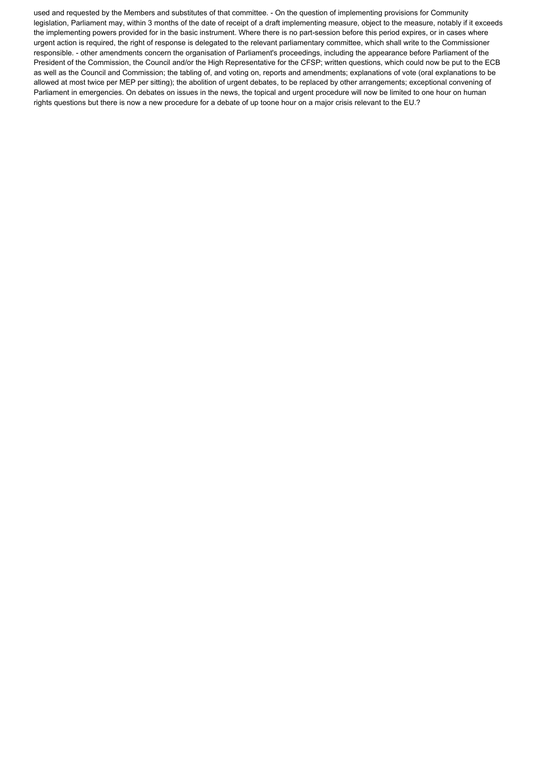used and requested by the Members and substitutes of that committee. - On the question of implementing provisions for Community legislation, Parliament may, within 3 months of the date of receipt of a draft implementing measure, object to the measure, notably if it exceeds the implementing powers provided for in the basic instrument. Where there is no part-session before this period expires, or in cases where urgent action is required, the right of response is delegated to the relevant parliamentary committee, which shall write to the Commissioner responsible. - other amendments concern the organisation of Parliament's proceedings, including the appearance before Parliament of the President of the Commission, the Council and/or the High Representative for the CFSP; written questions, which could now be put to the ECB as well as the Council and Commission; the tabling of, and voting on, reports and amendments; explanations of vote (oral explanations to be allowed at most twice per MEP per sitting); the abolition of urgent debates, to be replaced by other arrangements; exceptional convening of Parliament in emergencies. On debates on issues in the news, the topical and urgent procedure will now be limited to one hour on human rights questions but there is now a new procedure for a debate of up toone hour on a major crisis relevant to the EU.?